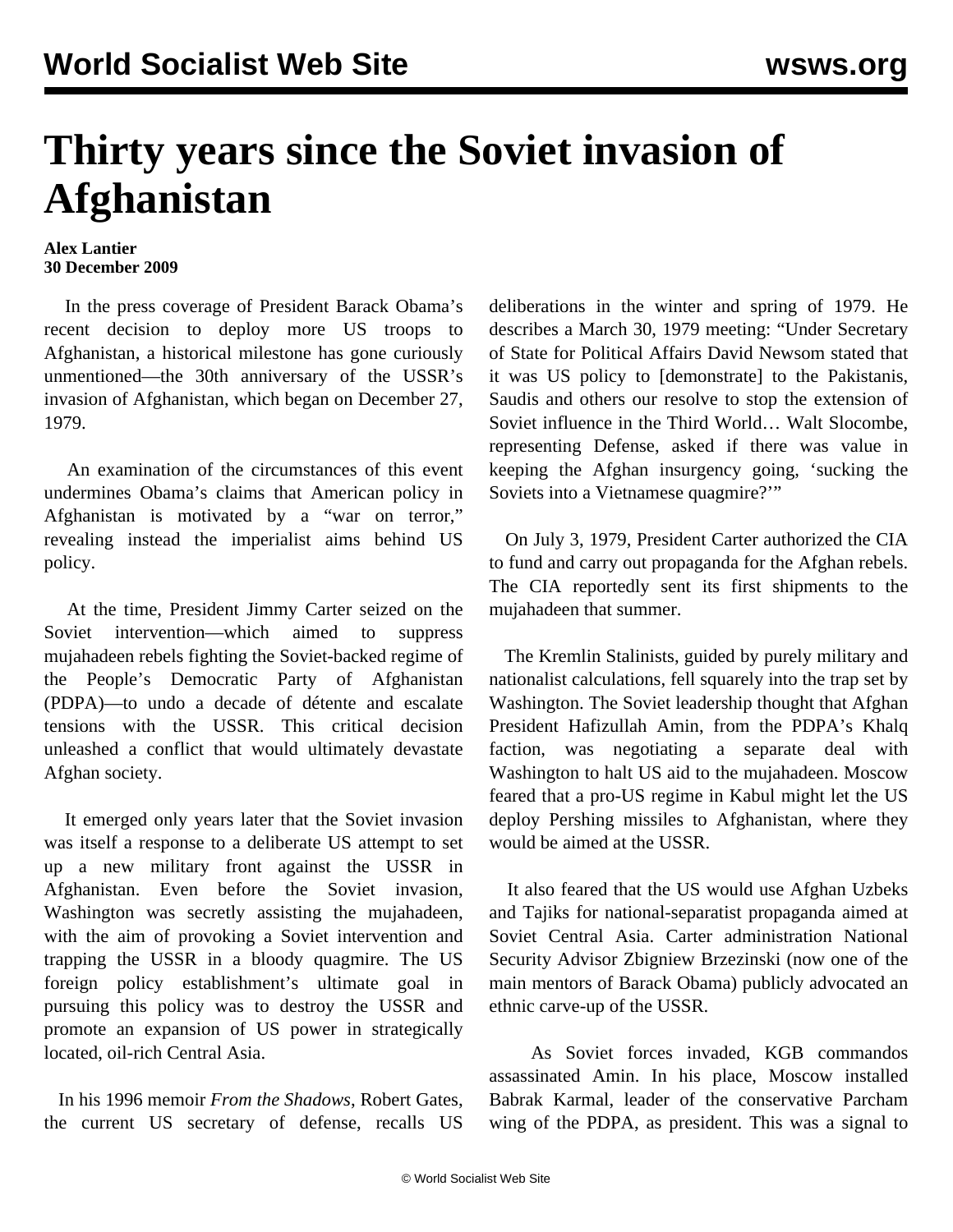# Thirty years since the Soviet invasion of Afghanistan

**Alex Lantier**
**30 December 2009**

In the press coverage of President Barack Obama's recent decision to deploy more US troops to Afghanistan, a historical milestone has gone curiously unmentioned—the 30th anniversary of the USSR's invasion of Afghanistan, which began on December 27, 1979.

An examination of the circumstances of this event undermines Obama's claims that American policy in Afghanistan is motivated by a "war on terror," revealing instead the imperialist aims behind US policy.

At the time, President Jimmy Carter seized on the Soviet intervention—which aimed to suppress mujahadeen rebels fighting the Soviet-backed regime of the People's Democratic Party of Afghanistan (PDPA)—to undo a decade of détente and escalate tensions with the USSR. This critical decision unleashed a conflict that would ultimately devastate Afghan society.

It emerged only years later that the Soviet invasion was itself a response to a deliberate US attempt to set up a new military front against the USSR in Afghanistan. Even before the Soviet invasion, Washington was secretly assisting the mujahadeen, with the aim of provoking a Soviet intervention and trapping the USSR in a bloody quagmire. The US foreign policy establishment's ultimate goal in pursuing this policy was to destroy the USSR and promote an expansion of US power in strategically located, oil-rich Central Asia.

In his 1996 memoir *From the Shadows*, Robert Gates, the current US secretary of defense, recalls US deliberations in the winter and spring of 1979. He describes a March 30, 1979 meeting: "Under Secretary of State for Political Affairs David Newsom stated that it was US policy to [demonstrate] to the Pakistanis, Saudis and others our resolve to stop the extension of Soviet influence in the Third World… Walt Slocombe, representing Defense, asked if there was value in keeping the Afghan insurgency going, 'sucking the Soviets into a Vietnamese quagmire?'"

On July 3, 1979, President Carter authorized the CIA to fund and carry out propaganda for the Afghan rebels. The CIA reportedly sent its first shipments to the mujahadeen that summer.

The Kremlin Stalinists, guided by purely military and nationalist calculations, fell squarely into the trap set by Washington. The Soviet leadership thought that Afghan President Hafizullah Amin, from the PDPA's Khalq faction, was negotiating a separate deal with Washington to halt US aid to the mujahadeen. Moscow feared that a pro-US regime in Kabul might let the US deploy Pershing missiles to Afghanistan, where they would be aimed at the USSR.

It also feared that the US would use Afghan Uzbeks and Tajiks for national-separatist propaganda aimed at Soviet Central Asia. Carter administration National Security Advisor Zbigniew Brzezinski (now one of the main mentors of Barack Obama) publicly advocated an ethnic carve-up of the USSR.

As Soviet forces invaded, KGB commandos assassinated Amin. In his place, Moscow installed Babrak Karmal, leader of the conservative Parcham wing of the PDPA, as president. This was a signal to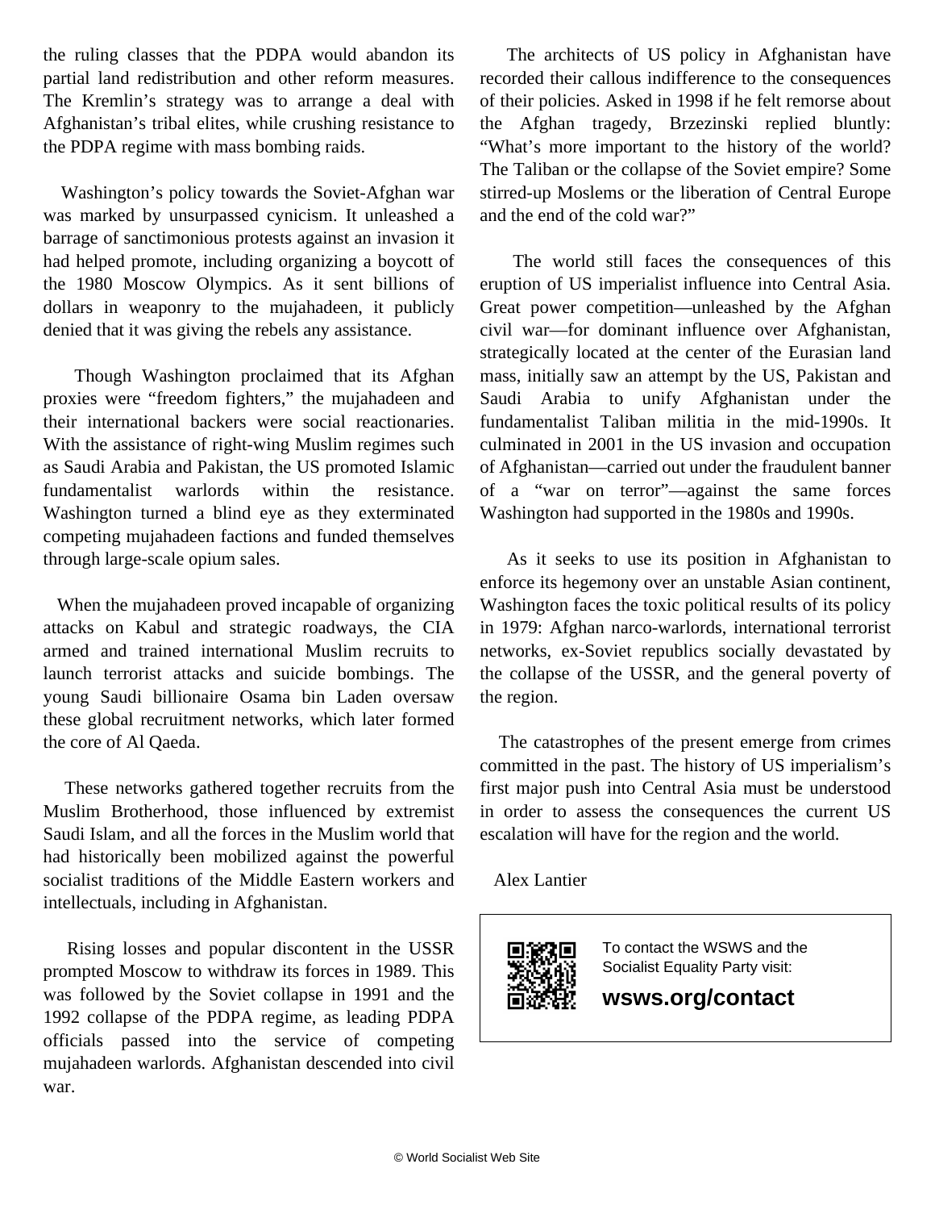the ruling classes that the PDPA would abandon its partial land redistribution and other reform measures. The Kremlin's strategy was to arrange a deal with Afghanistan's tribal elites, while crushing resistance to the PDPA regime with mass bombing raids.

Washington's policy towards the Soviet-Afghan war was marked by unsurpassed cynicism. It unleashed a barrage of sanctimonious protests against an invasion it had helped promote, including organizing a boycott of the 1980 Moscow Olympics. As it sent billions of dollars in weaponry to the mujahadeen, it publicly denied that it was giving the rebels any assistance.

Though Washington proclaimed that its Afghan proxies were "freedom fighters," the mujahadeen and their international backers were social reactionaries. With the assistance of right-wing Muslim regimes such as Saudi Arabia and Pakistan, the US promoted Islamic fundamentalist warlords within the resistance. Washington turned a blind eye as they exterminated competing mujahadeen factions and funded themselves through large-scale opium sales.

When the mujahadeen proved incapable of organizing attacks on Kabul and strategic roadways, the CIA armed and trained international Muslim recruits to launch terrorist attacks and suicide bombings. The young Saudi billionaire Osama bin Laden oversaw these global recruitment networks, which later formed the core of Al Qaeda.

These networks gathered together recruits from the Muslim Brotherhood, those influenced by extremist Saudi Islam, and all the forces in the Muslim world that had historically been mobilized against the powerful socialist traditions of the Middle Eastern workers and intellectuals, including in Afghanistan.

Rising losses and popular discontent in the USSR prompted Moscow to withdraw its forces in 1989. This was followed by the Soviet collapse in 1991 and the 1992 collapse of the PDPA regime, as leading PDPA officials passed into the service of competing mujahadeen warlords. Afghanistan descended into civil war.

The architects of US policy in Afghanistan have recorded their callous indifference to the consequences of their policies. Asked in 1998 if he felt remorse about the Afghan tragedy, Brzezinski replied bluntly: "What's more important to the history of the world? The Taliban or the collapse of the Soviet empire? Some stirred-up Moslems or the liberation of Central Europe and the end of the cold war?"

The world still faces the consequences of this eruption of US imperialist influence into Central Asia. Great power competition—unleashed by the Afghan civil war—for dominant influence over Afghanistan, strategically located at the center of the Eurasian land mass, initially saw an attempt by the US, Pakistan and Saudi Arabia to unify Afghanistan under the fundamentalist Taliban militia in the mid-1990s. It culminated in 2001 in the US invasion and occupation of Afghanistan—carried out under the fraudulent banner of a "war on terror"—against the same forces Washington had supported in the 1980s and 1990s.

As it seeks to use its position in Afghanistan to enforce its hegemony over an unstable Asian continent, Washington faces the toxic political results of its policy in 1979: Afghan narco-warlords, international terrorist networks, ex-Soviet republics socially devastated by the collapse of the USSR, and the general poverty of the region.

The catastrophes of the present emerge from crimes committed in the past. The history of US imperialism's first major push into Central Asia must be understood in order to assess the consequences the current US escalation will have for the region and the world.

Alex Lantier

To contact the WSWS and the Socialist Equality Party visit:

**wsws.org/contact**